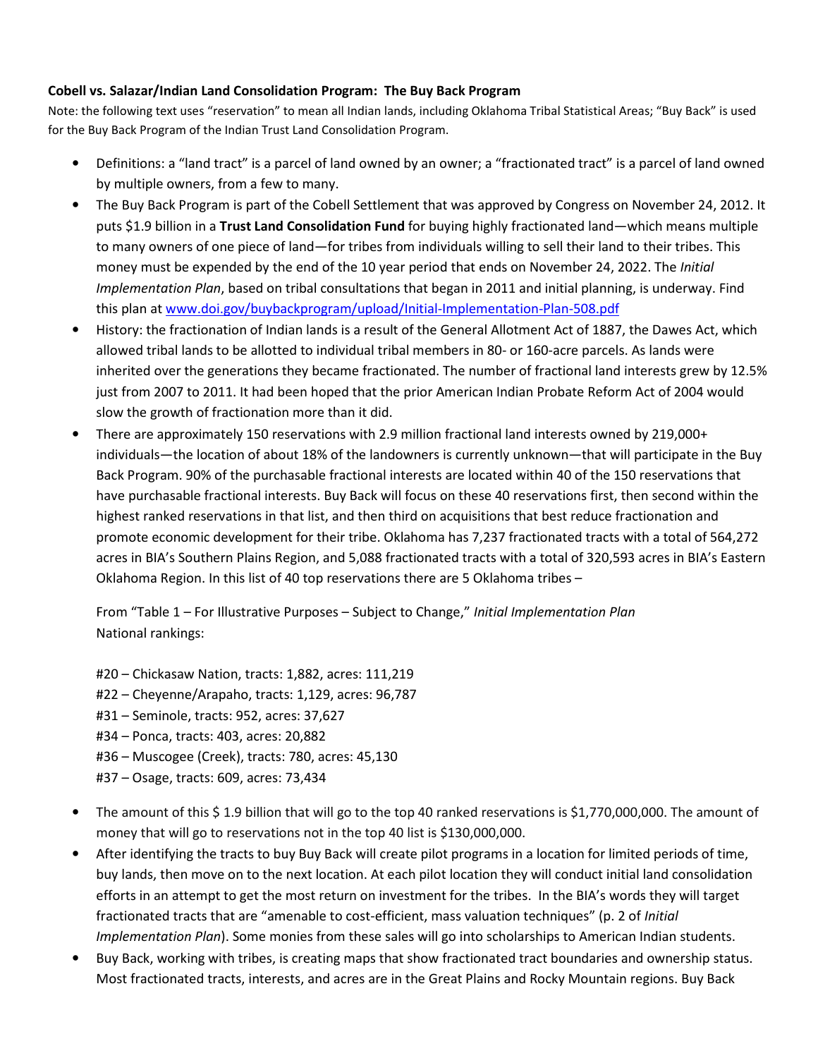**Cobell vs. Salazar/Indian Land Consolidation Program: The Buy Back Program**

Note: the following text uses "reservation" to mean all Indian lands, including Oklahoma Tribal Statistical Areas; "Buy Back" is used for the Buy Back Program of the Indian Trust Land Consolidation Program.

- Definitions: a "land tract" is a parcel of land owned by an owner; a "fractionated tract" is a parcel of land owned by multiple owners, from a few to many.
- The Buy Back Program is part of the Cobell Settlement that was approved by Congress on November 24, 2012. It puts $1.9 billion in a **Trust Land Consolidation Fund** for buying highly fractionated land—which means multiple to many owners of one piece of land—for tribes from individuals willing to sell their land to their tribes. This money must be expended by the end of the 10 year period that ends on November 24, 2022. The *Initial Implementation Plan*, based on tribal consultations that began in 2011 and initial planning, is underway. Find this plan at [www.doi.gov/buybackprogram/upload/Initial-Implementation-Plan-508.pdf](www.doi.gov/buybackprogram/upload/Initial-Implementation-Plan-508.pdf)
- History: the fractionation of Indian lands is a result of the General Allotment Act of 1887, the Dawes Act, which allowed tribal lands to be allotted to individual tribal members in 80- or 160-acre parcels. As lands were inherited over the generations they became fractionated. The number of fractional land interests grew by 12.5% just from 2007 to 2011. It had been hoped that the prior American Indian Probate Reform Act of 2004 would slow the growth of fractionation more than it did.
- There are approximately 150 reservations with 2.9 million fractional land interests owned by 219,000+ individuals—the location of about 18% of the landowners is currently unknown—that will participate in the Buy Back Program. 90% of the purchasable fractional interests are located within 40 of the 150 reservations that have purchasable fractional interests. Buy Back will focus on these 40 reservations first, then second within the highest ranked reservations in that list, and then third on acquisitions that best reduce fractionation and promote economic development for their tribe. Oklahoma has 7,237 fractionated tracts with a total of 564,272 acres in BIA's Southern Plains Region, and 5,088 fractionated tracts with a total of 320,593 acres in BIA's Eastern Oklahoma Region. In this list of 40 top reservations there are 5 Oklahoma tribes –

  From "Table 1 – For Illustrative Purposes – Subject to Change," *Initial Implementation Plan*
  National rankings:

  #20 – Chickasaw Nation, tracts: 1,882, acres: 111,219
  #22 – Cheyenne/Arapaho, tracts: 1,129, acres: 96,787
  #31 – Seminole, tracts: 952, acres: 37,627
  #34 – Ponca, tracts: 403, acres: 20,882
  #36 – Muscogee (Creek), tracts: 780, acres: 45,130
  #37 – Osage, tracts: 609, acres: 73,434

- The amount of this $ 1.9 billion that will go to the top 40 ranked reservations is $1,770,000,000. The amount of money that will go to reservations not in the top 40 list is $130,000,000.
- After identifying the tracts to buy Buy Back will create pilot programs in a location for limited periods of time, buy lands, then move on to the next location. At each pilot location they will conduct initial land consolidation efforts in an attempt to get the most return on investment for the tribes. In the BIA's words they will target fractionated tracts that are "amenable to cost-efficient, mass valuation techniques" (p. 2 of *Initial Implementation Plan*). Some monies from these sales will go into scholarships to American Indian students.
- Buy Back, working with tribes, is creating maps that show fractionated tract boundaries and ownership status. Most fractionated tracts, interests, and acres are in the Great Plains and Rocky Mountain regions. Buy Back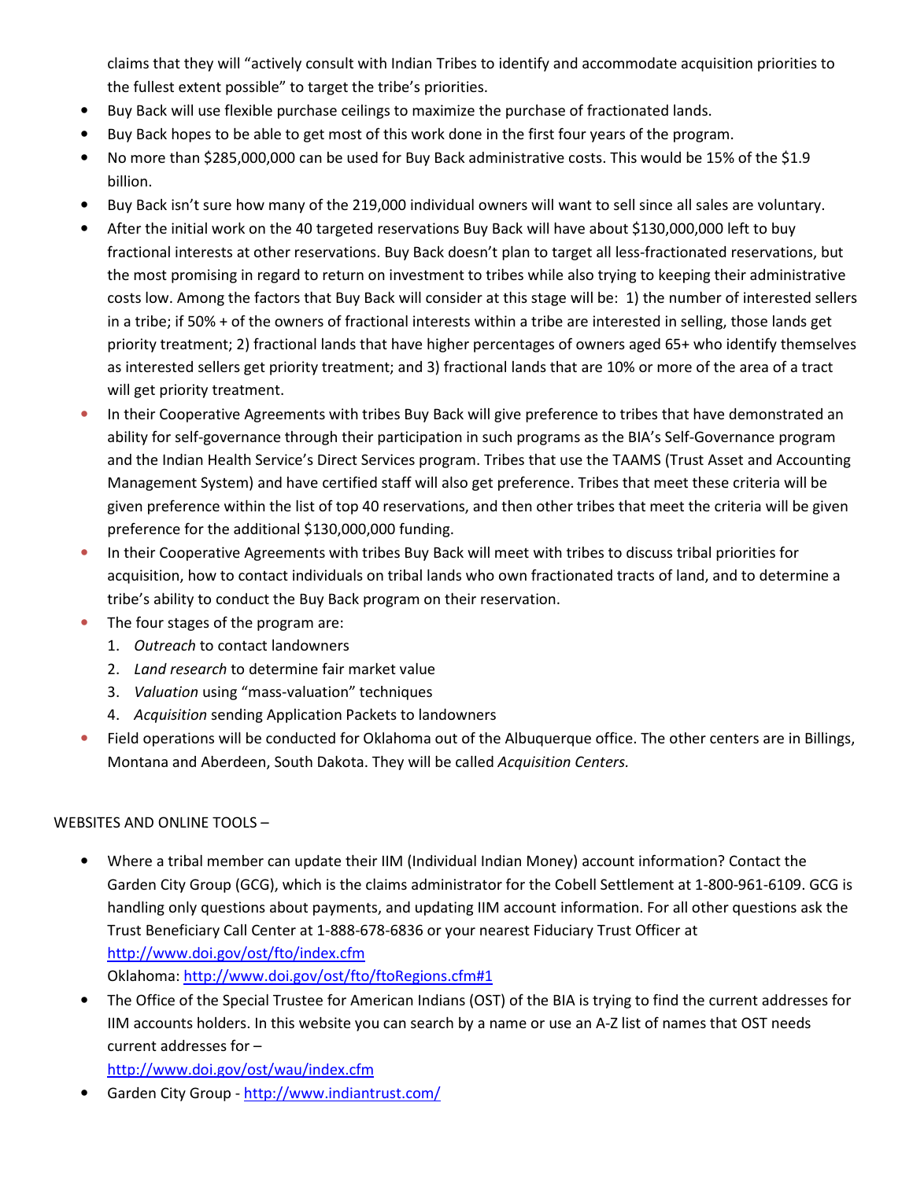claims that they will "actively consult with Indian Tribes to identify and accommodate acquisition priorities to the fullest extent possible" to target the tribe's priorities.

- Buy Back will use flexible purchase ceilings to maximize the purchase of fractionated lands.
- Buy Back hopes to be able to get most of this work done in the first four years of the program.
- No more than $285,000,000 can be used for Buy Back administrative costs. This would be 15% of the $1.9 billion.
- Buy Back isn't sure how many of the 219,000 individual owners will want to sell since all sales are voluntary.
- After the initial work on the 40 targeted reservations Buy Back will have about $130,000,000 left to buy fractional interests at other reservations. Buy Back doesn't plan to target all less-fractionated reservations, but the most promising in regard to return on investment to tribes while also trying to keeping their administrative costs low. Among the factors that Buy Back will consider at this stage will be: 1) the number of interested sellers in a tribe; if 50% + of the owners of fractional interests within a tribe are interested in selling, those lands get priority treatment; 2) fractional lands that have higher percentages of owners aged 65+ who identify themselves as interested sellers get priority treatment; and 3) fractional lands that are 10% or more of the area of a tract will get priority treatment.
- In their Cooperative Agreements with tribes Buy Back will give preference to tribes that have demonstrated an ability for self-governance through their participation in such programs as the BIA's Self-Governance program and the Indian Health Service's Direct Services program. Tribes that use the TAAMS (Trust Asset and Accounting Management System) and have certified staff will also get preference. Tribes that meet these criteria will be given preference within the list of top 40 reservations, and then other tribes that meet the criteria will be given preference for the additional $130,000,000 funding.
- In their Cooperative Agreements with tribes Buy Back will meet with tribes to discuss tribal priorities for acquisition, how to contact individuals on tribal lands who own fractionated tracts of land, and to determine a tribe's ability to conduct the Buy Back program on their reservation.
- The four stages of the program are:
  1. *Outreach* to contact landowners
  2. *Land research* to determine fair market value
  3. *Valuation* using "mass-valuation" techniques
  4. *Acquisition* sending Application Packets to landowners
- Field operations will be conducted for Oklahoma out of the Albuquerque office. The other centers are in Billings, Montana and Aberdeen, South Dakota. They will be called *Acquisition Centers.*

WEBSITES AND ONLINE TOOLS –

- Where a tribal member can update their IIM (Individual Indian Money) account information? Contact the Garden City Group (GCG), which is the claims administrator for the Cobell Settlement at 1-800-961-6109. GCG is handling only questions about payments, and updating IIM account information. For all other questions ask the Trust Beneficiary Call Center at 1-888-678-6836 or your nearest Fiduciary Trust Officer at http://www.doi.gov/ost/fto/index.cfm
  Oklahoma: http://www.doi.gov/ost/fto/ftoRegions.cfm#1
- The Office of the Special Trustee for American Indians (OST) of the BIA is trying to find the current addresses for IIM accounts holders. In this website you can search by a name or use an A-Z list of names that OST needs current addresses for –
  http://www.doi.gov/ost/wau/index.cfm
- Garden City Group - http://www.indiantrust.com/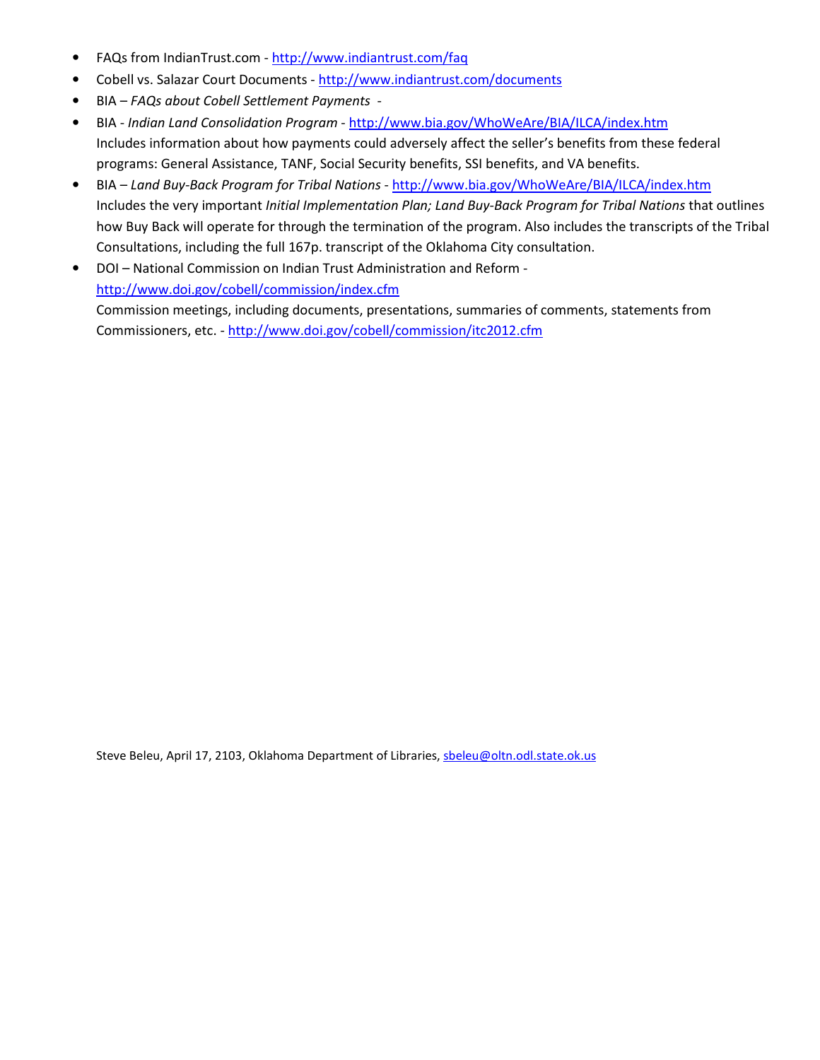- FAQs from IndianTrust.com - http://www.indiantrust.com/faq
- Cobell vs. Salazar Court Documents - http://www.indiantrust.com/documents
- BIA – *FAQs about Cobell Settlement Payments* -
- BIA - *Indian Land Consolidation Program* - http://www.bia.gov/WhoWeAre/BIA/ILCA/index.htm
  Includes information about how payments could adversely affect the seller's benefits from these federal programs: General Assistance, TANF, Social Security benefits, SSI benefits, and VA benefits.
- BIA – *Land Buy-Back Program for Tribal Nations* - http://www.bia.gov/WhoWeAre/BIA/ILCA/index.htm
  Includes the very important *Initial Implementation Plan; Land Buy-Back Program for Tribal Nations* that outlines how Buy Back will operate for through the termination of the program. Also includes the transcripts of the Tribal Consultations, including the full 167p. transcript of the Oklahoma City consultation.
- DOI – National Commission on Indian Trust Administration and Reform - http://www.doi.gov/cobell/commission/index.cfm
  Commission meetings, including documents, presentations, summaries of comments, statements from Commissioners, etc. - http://www.doi.gov/cobell/commission/itc2012.cfm

Steve Beleu, April 17, 2103, Oklahoma Department of Libraries, sbeleu@oltn.odl.state.ok.us